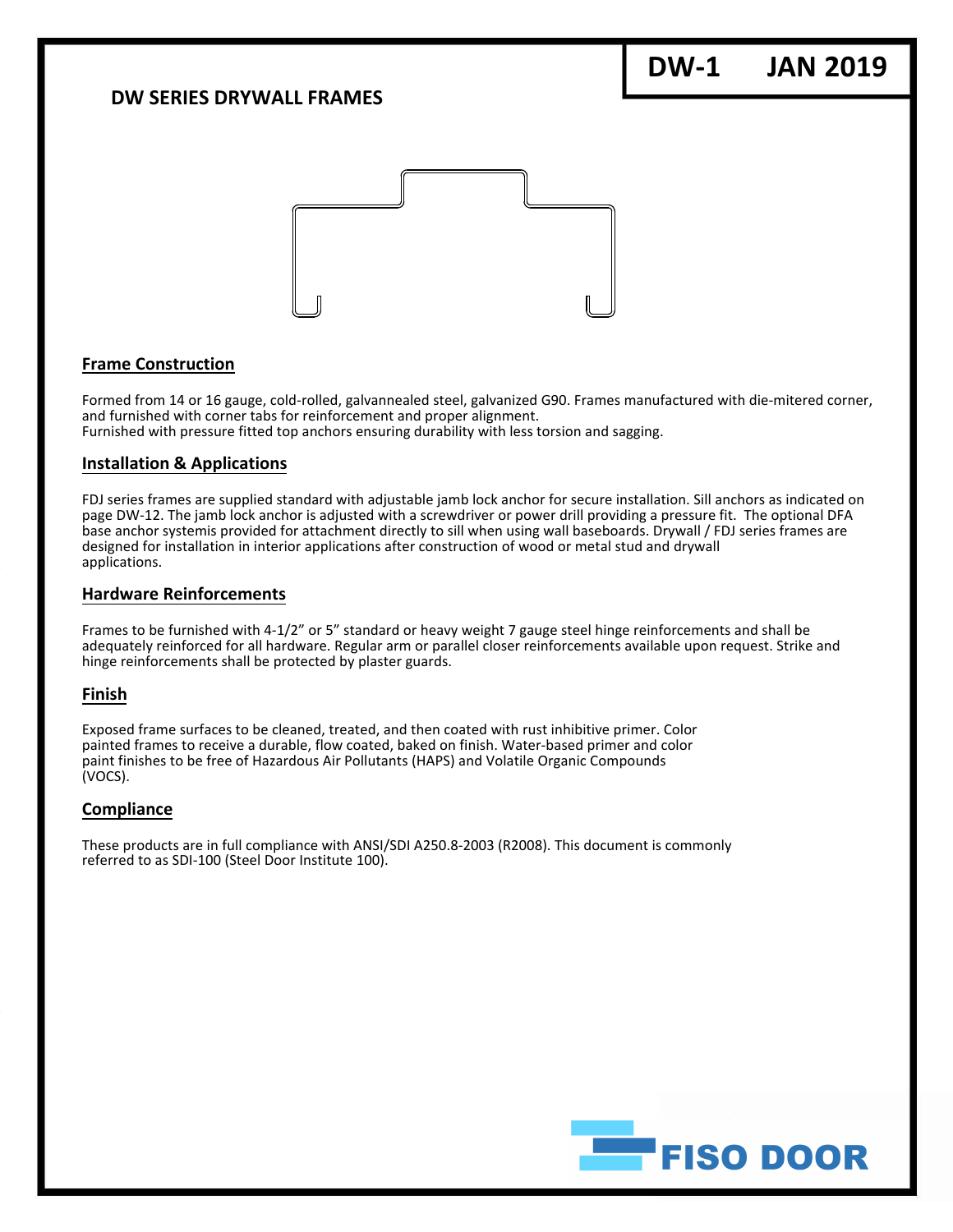# DW SERIES DRYWALL FRAMES

DW-1 JAN 2019

## Frame Construction

Formed from 14 or 16 gauge, cold-rolled, galvannealed steel, galvanized G90. Frames manufactured with die-mitered corner, and furnished with corner tabs for reinforcement and proper alignment.
Furnished with pressure fitted top anchors ensuring durability with less torsion and sagging.

## Installation & Applications

FDJ series frames are supplied standard with adjustable jamb lock anchor for secure installation. Sill anchors as indicated on page DW-12. The jamb lock anchor is adjusted with a screwdriver or power drill providing a pressure fit. The optional DFA base anchor systemis provided for attachment directly to sill when using wall baseboards. Drywall / FDJ series frames are designed for installation in interior applications after construction of wood or metal stud and drywall applications.

## Hardware Reinforcements

Frames to be furnished with 4-1/2" or 5" standard or heavy weight 7 gauge steel hinge reinforcements and shall be adequately reinforced for all hardware. Regular arm or parallel closer reinforcements available upon request. Strike and hinge reinforcements shall be protected by plaster guards.

## Finish

Exposed frame surfaces to be cleaned, treated, and then coated with rust inhibitive primer. Color painted frames to receive a durable, flow coated, baked on finish. Water-based primer and color paint finishes to be free of Hazardous Air Pollutants (HAPS) and Volatile Organic Compounds (VOCS).

## Compliance

These products are in full compliance with ANSI/SDI A250.8-2003 (R2008). This document is commonly referred to as SDI-100 (Steel Door Institute 100).

FISO DOOR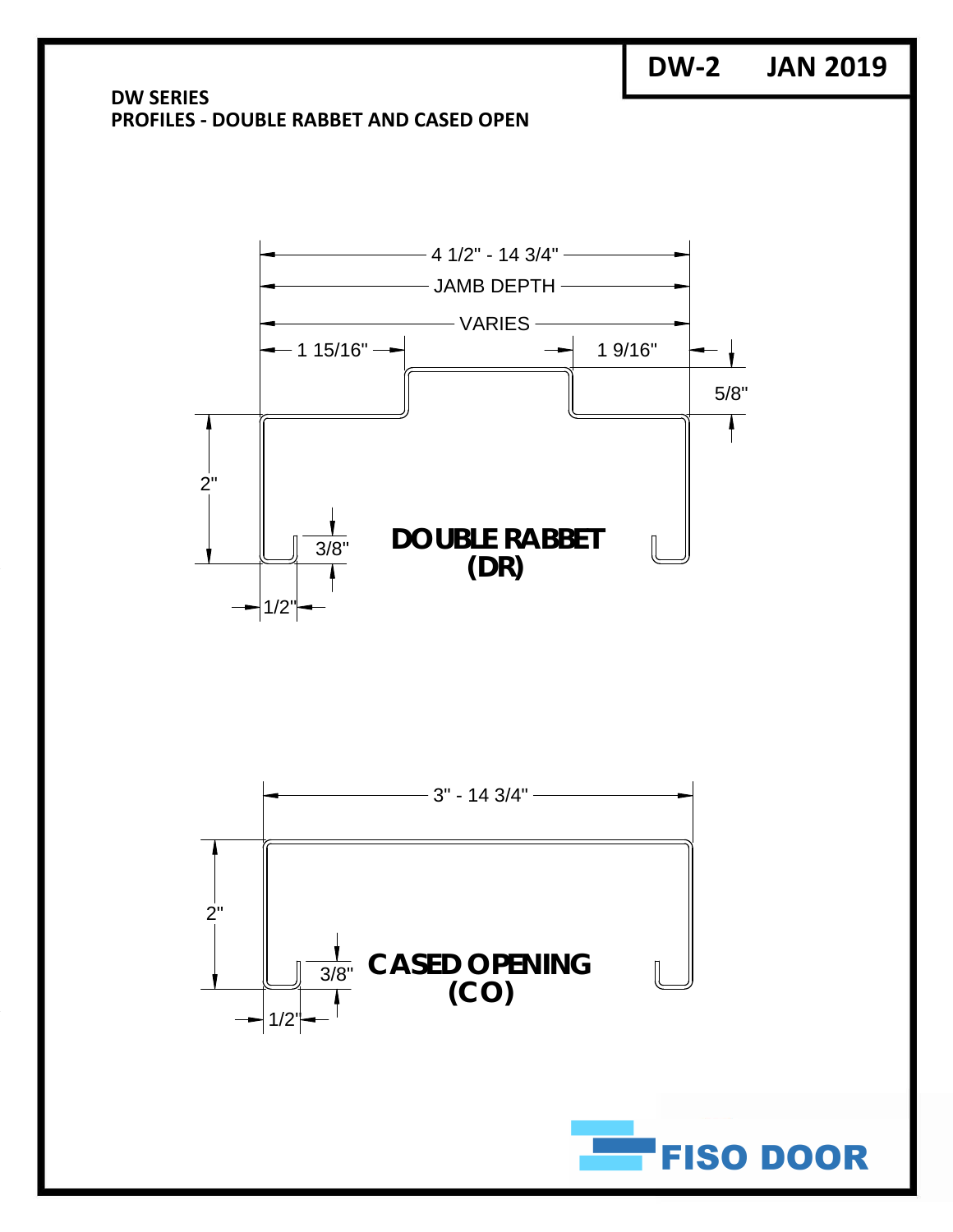DW-2 JAN 2019

**DW SERIES**
**PROFILES - DOUBLE RABBET AND CASED OPEN**

4 1/2" - 14 3/4"
JAMB DEPTH
VARIES

1 15/16"
1 9/16"
5/8"
2"
3/8"
1/2"

**DOUBLE RABBET (DR)**

3" - 14 3/4"
2"
3/8"
1/2"

**CASED OPENING (CO)**

FISO DOOR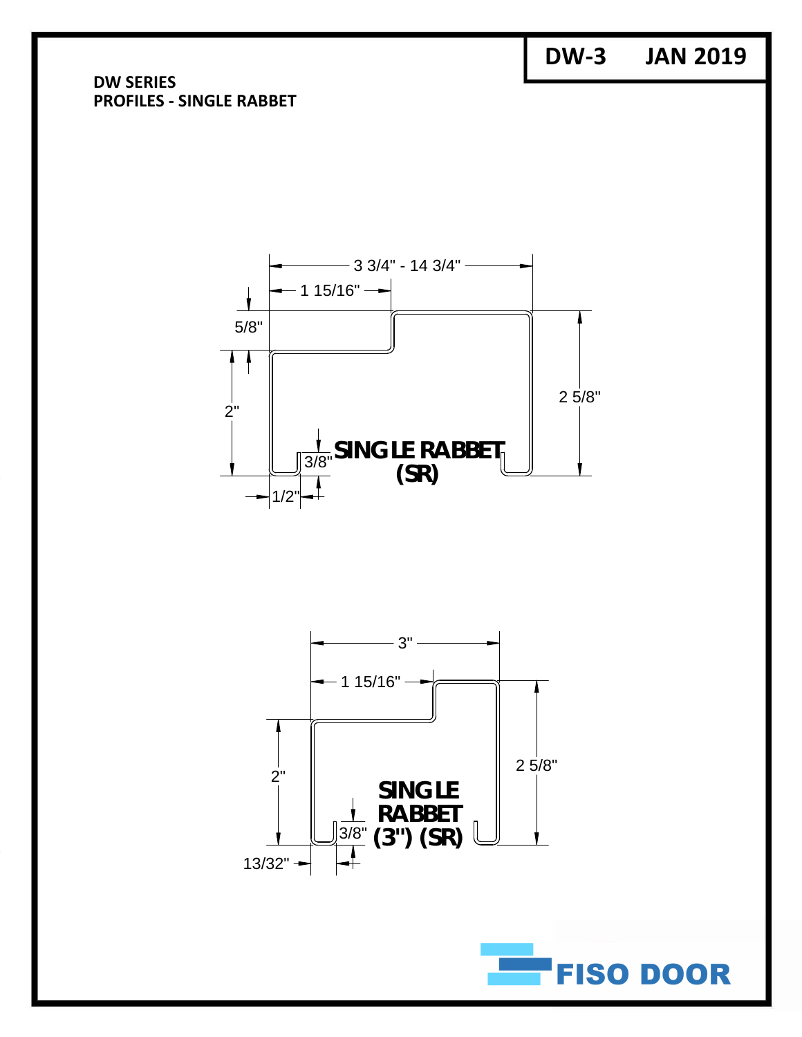DW-3 JAN 2019

**DW SERIES**
**PROFILES - SINGLE RABBET**

3 3/4" - 14 3/4"
1 15/16"
5/8"
2"
2 5/8"
3/8"
1/2"
**SINGLE RABBET (SR)**

3"
1 15/16"
2"
2 5/8"
3/8"
13/32"
**SINGLE RABBET (3") (SR)**

FISO DOOR